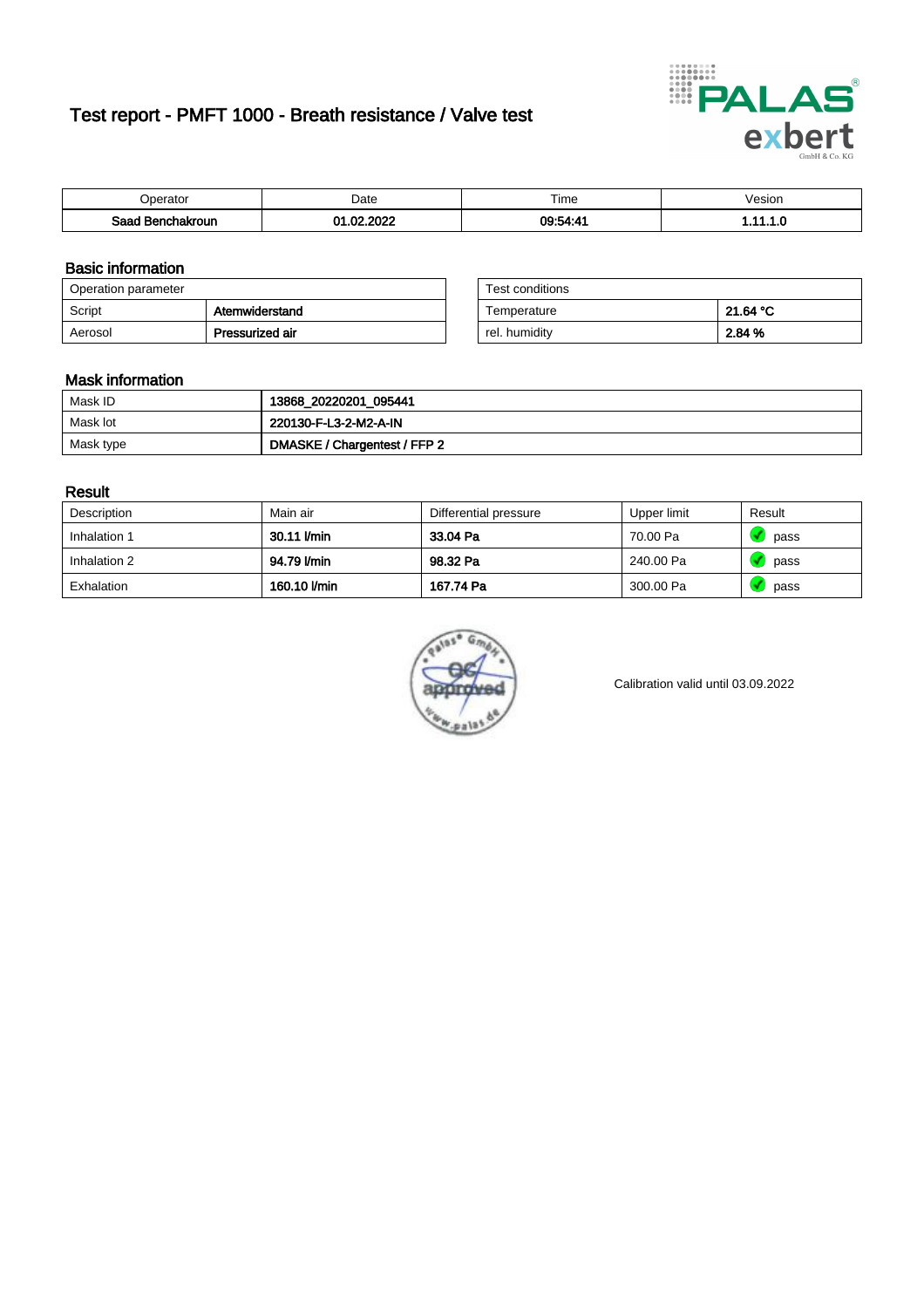# Test report - PMFT 1000 - Breath resistance / Valve test

| Operator | Date | Time | Vesion |
|---|---|---|---|
| **Saad Benchakroun** | **01.02.2022** | **09:54:41** | **1.11.1.0** |

## Basic information

| Operation parameter | |
|---|---|
| Script | **Atemwiderstand** |
| Aerosol | **Pressurized air** |

| Test conditions | |
|---|---|
| Temperature | **21.64 °C** |
| rel. humidity | **2.84 %** |

## Mask information

| | |
|---|---|
| Mask ID | **13868_20220201_095441** |
| Mask lot | **220130-F-L3-2-M2-A-IN** |
| Mask type | **DMASKE / Chargentest / FFP 2** |

## Result

| Description | Main air | Differential pressure | Upper limit | Result |
|---|---|---|---|---|
| Inhalation 1 | **30.11 l/min** | **33.04 Pa** | 70.00 Pa | pass |
| Inhalation 2 | **94.79 l/min** | **98.32 Pa** | 240.00 Pa | pass |
| Exhalation | **160.10 l/min** | **167.74 Pa** | 300.00 Pa | pass |

Calibration valid until 03.09.2022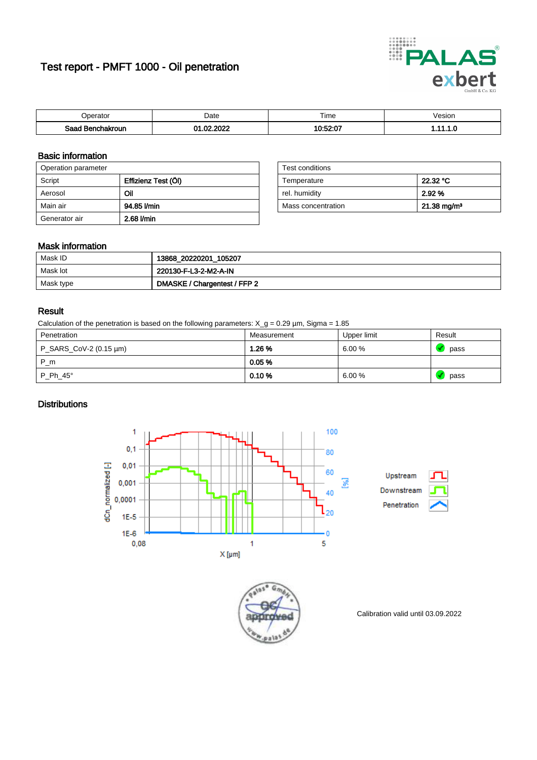# Test report - PMFT 1000 - Oil penetration

| Operator | Date | Time | Vesion |
|---|---|---|---|
| **Saad Benchakroun** | **01.02.2022** | **10:52:07** | **1.11.1.0** |

## Basic information

| Operation parameter | |
|---|---|
| Script | **Effizienz Test (Öl)** |
| Aerosol | **Oil** |
| Main air | **94.85 l/min** |
| Generator air | **2.68 l/min** |

| Test conditions | |
|---|---|
| Temperature | **22.32 °C** |
| rel. humidity | **2.92 %** |
| Mass concentration | **21.38 mg/m³** |

## Mask information

| | |
|---|---|
| Mask ID | **13868_20220201_105207** |
| Mask lot | **220130-F-L3-2-M2-A-IN** |
| Mask type | **DMASKE / Chargentest / FFP 2** |

## Result

Calculation of the penetration is based on the following parameters: $X_g$ = 0.29 µm, Sigma = 1.85

| Penetration | Measurement | Upper limit | Result |
|---|---|---|---|
| P_SARS_CoV-2 (0.15 µm) | **1.26 %** | 6.00 % | pass |
| P_m | **0.05 %** | | |
| P_Ph_45° | **0.10 %** | 6.00 % | pass |

## Distributions

dCn_normalized [-]
1
0,1
0,01
0,001
0,0001
1E-5
1E-6
0,08
1
5
X [µm]
[%]
100
80
60
40
20
0
Upstream
Downstream
Penetration

Calibration valid until 03.09.2022